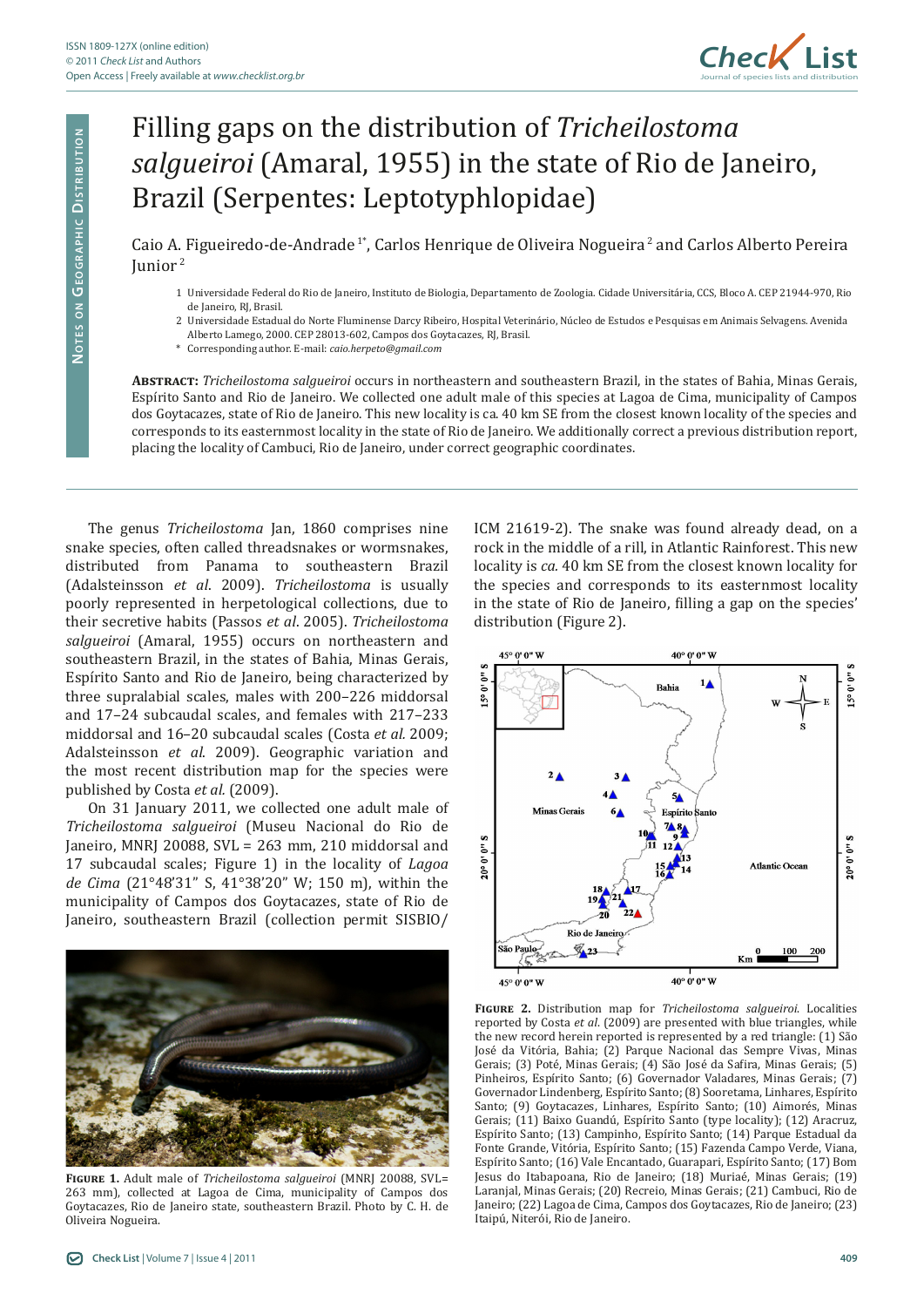# Filling gaps on the distribution of *Tricheilostoma salgueiroi* (Amaral, 1955) in the state of Rio de Janeiro, Brazil (Serpentes: Leptotyphlopidae)

Caio A. Figueiredo-de-Andrade [1*], Carlos Henrique de Oliveira Nogueira [2] and Carlos Alberto Pereira Junior [2]

1 Universidade Federal do Rio de Janeiro, Instituto de Biologia, Departamento de Zoologia. Cidade Universitária, CCS, Bloco A. CEP 21944-970, Rio de Janeiro, RJ, Brasil.

2 Universidade Estadual do Norte Fluminense Darcy Ribeiro, Hospital Veterinário, Núcleo de Estudos e Pesquisas em Animais Selvagens. Avenida Alberto Lamego, 2000. CEP 28013-602, Campos dos Goytacazes, RJ, Brasil.

\* Corresponding author. E-mail: *caio.herpeto@gmail.com*

**Abstract:** *Tricheilostoma salgueiroi* occurs in northeastern and southeastern Brazil, in the states of Bahia, Minas Gerais, Espírito Santo and Rio de Janeiro. We collected one adult male of this species at Lagoa de Cima, municipality of Campos dos Goytacazes, state of Rio de Janeiro. This new locality is ca. 40 km SE from the closest known locality of the species and corresponds to its easternmost locality in the state of Rio de Janeiro. We additionally correct a previous distribution report, placing the locality of Cambuci, Rio de Janeiro, under correct geographic coordinates.

The genus *Tricheilostoma* Jan, 1860 comprises nine snake species, often called threadsnakes or wormsnakes, distributed from Panama to southeastern Brazil (Adalsteinsson *et al*. 2009). *Tricheilostoma* is usually poorly represented in herpetological collections, due to their secretive habits (Passos *et al*. 2005). *Tricheilostoma salgueiroi* (Amaral, 1955) occurs on northeastern and southeastern Brazil, in the states of Bahia, Minas Gerais, Espírito Santo and Rio de Janeiro, being characterized by three supralabial scales, males with 200–226 middorsal and 17–24 subcaudal scales, and females with 217–233 middorsal and 16–20 subcaudal scales (Costa *et al.* 2009; Adalsteinsson *et al.* 2009). Geographic variation and the most recent distribution map for the species were published by Costa *et al.* (2009).

On 31 January 2011, we collected one adult male of *Tricheilostoma salgueiroi* (Museu Nacional do Rio de Janeiro, MNRJ 20088, SVL = 263 mm, 210 middorsal and 17 subcaudal scales; Figure 1) in the locality of *Lagoa de Cima* (21°48'31" S, 41°38'20" W; 150 m), within the municipality of Campos dos Goytacazes, state of Rio de Janeiro, southeastern Brazil (collection permit SISBIO/ICM 21619-2). The snake was found already dead, on a rock in the middle of a rill, in Atlantic Rainforest. This new locality is *ca.* 40 km SE from the closest known locality for the species and corresponds to its easternmost locality in the state of Rio de Janeiro, filling a gap on the species' distribution (Figure 2).

**Figure 1.** Adult male of *Tricheilostoma salgueiroi* (MNRJ 20088, SVL= 263 mm), collected at Lagoa de Cima, municipality of Campos dos Goytacazes, Rio de Janeiro state, southeastern Brazil. Photo by C. H. de Oliveira Nogueira.

**Figure 2.** Distribution map for *Tricheilostoma salgueiroi*. Localities reported by Costa *et al.* (2009) are presented with blue triangles, while the new record herein reported is represented by a red triangle: (1) São José da Vitória, Bahia; (2) Parque Nacional das Sempre Vivas, Minas Gerais; (3) Poté, Minas Gerais; (4) São José da Safira, Minas Gerais; (5) Pinheiros, Espírito Santo; (6) Governador Valadares, Minas Gerais; (7) Governador Lindenberg, Espírito Santo; (8) Sooretama, Linhares, Espírito Santo; (9) Goytacazes, Linhares, Espírito Santo; (10) Aimorés, Minas Gerais; (11) Baixo Guandú, Espírito Santo (type locality); (12) Aracruz, Espírito Santo; (13) Campinho, Espírito Santo; (14) Parque Estadual da Fonte Grande, Vitória, Espírito Santo; (15) Fazenda Campo Verde, Viana, Espírito Santo; (16) Vale Encantado, Guarapari, Espírito Santo; (17) Bom Jesus do Itabapoana, Rio de Janeiro; (18) Muriaé, Minas Gerais; (19) Laranjal, Minas Gerais; (20) Recreio, Minas Gerais; (21) Cambuci, Rio de Janeiro; (22) Lagoa de Cima, Campos dos Goytacazes, Rio de Janeiro; (23) Itaipú, Niterói, Rio de Janeiro.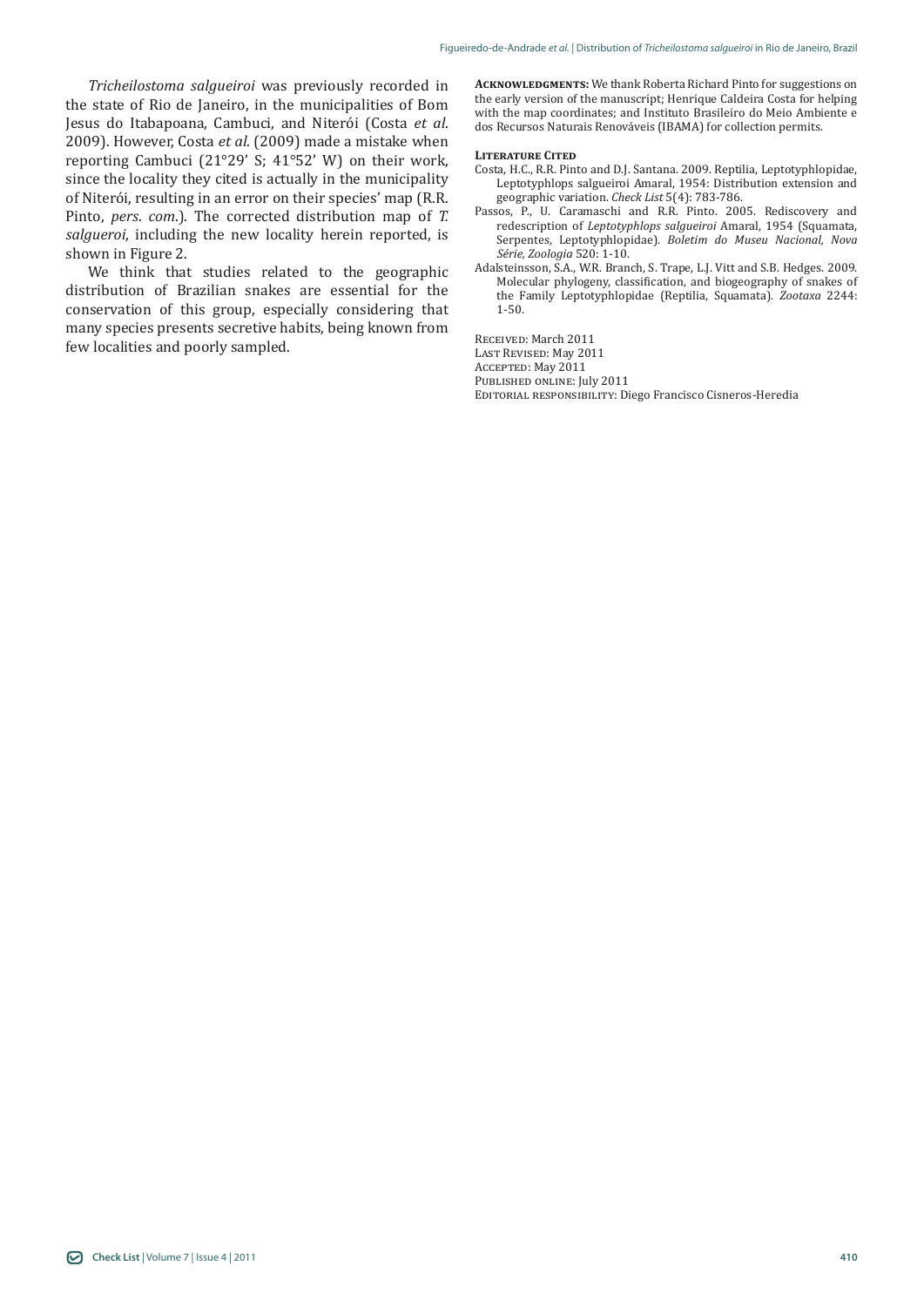*Tricheilostoma salgueiroi* was previously recorded in the state of Rio de Janeiro, in the municipalities of Bom Jesus do Itabapoana, Cambuci, and Niterói (Costa *et al*. 2009). However, Costa *et al*. (2009) made a mistake when reporting Cambuci (21°29' S; 41°52' W) on their work, since the locality they cited is actually in the municipality of Niterói, resulting in an error on their species' map (R.R. Pinto, *pers*. *com*.). The corrected distribution map of *T. salgueroi*, including the new locality herein reported, is shown in Figure 2.

We think that studies related to the geographic distribution of Brazilian snakes are essential for the conservation of this group, especially considering that many species presents secretive habits, being known from few localities and poorly sampled.

**Acknowledgments:** We thank Roberta Richard Pinto for suggestions on the early version of the manuscript; Henrique Caldeira Costa for helping with the map coordinates; and Instituto Brasileiro do Meio Ambiente e dos Recursos Naturais Renováveis (IBAMA) for collection permits.

## Literature Cited

Costa, H.C., R.R. Pinto and D.J. Santana. 2009. Reptilia, Leptotyphlopidae, Leptotyphlops salgueiroi Amaral, 1954: Distribution extension and geographic variation. *Check List* 5(4): 783-786.

Passos, P., U. Caramaschi and R.R. Pinto. 2005. Rediscovery and redescription of *Leptotyphlops salgueiroi* Amaral, 1954 (Squamata, Serpentes, Leptotyphlopidae). *Boletim do Museu Nacional, Nova Série, Zoologia* 520: 1-10.

Adalsteinsson, S.A., W.R. Branch, S. Trape, L.J. Vitt and S.B. Hedges. 2009. Molecular phylogeny, classification, and biogeography of snakes of the Family Leptotyphlopidae (Reptilia, Squamata). *Zootaxa* 2244: 1-50.

Received: March 2011
Last Revised: May 2011
Accepted: May 2011
Published online: July 2011
Editorial responsibility: Diego Francisco Cisneros-Heredia